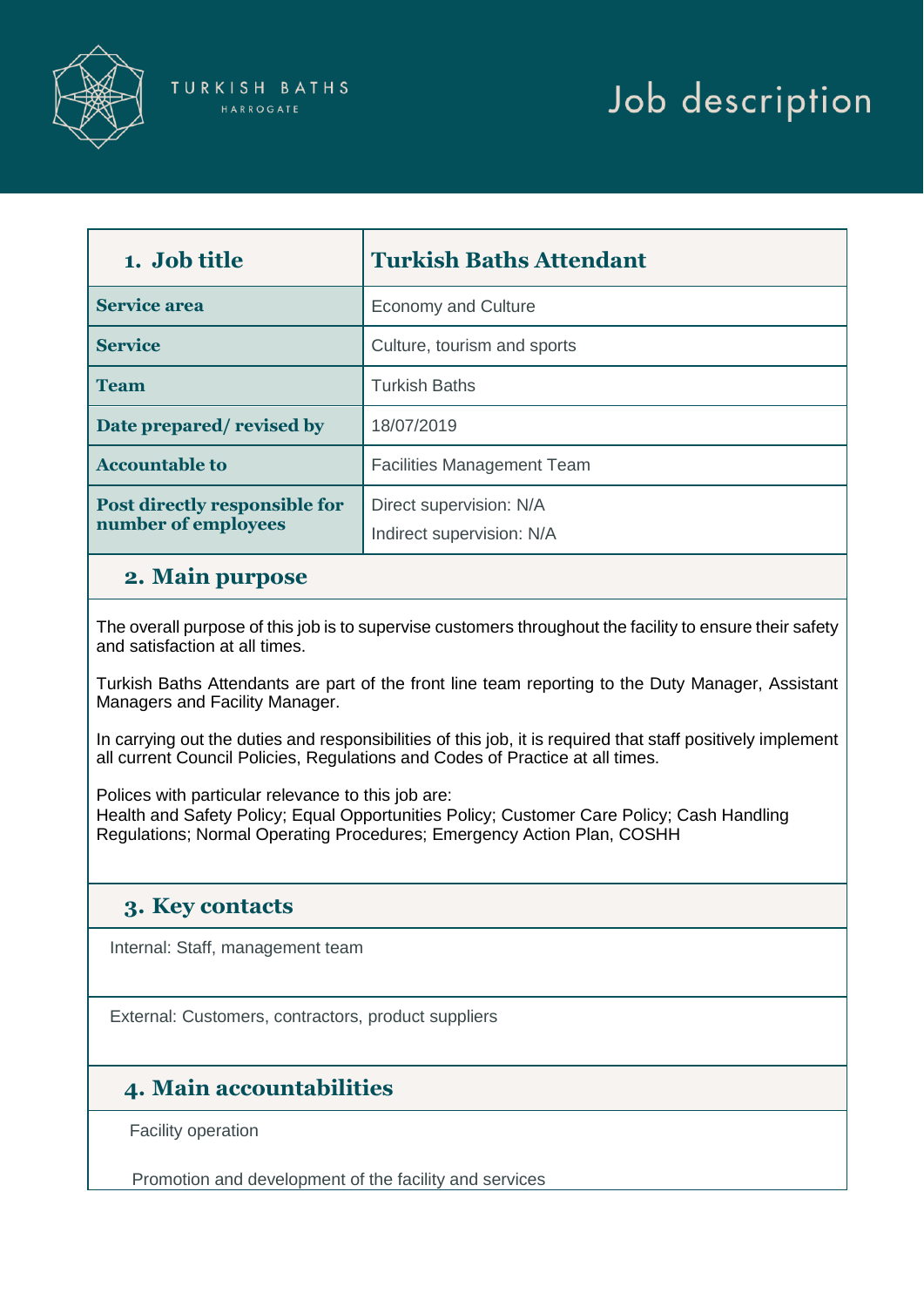TURKISH BATHS
HARROGATE

# Job description

| 1. Job title | Turkish Baths Attendant |
|---|---|
| **Service area** | Economy and Culture |
| **Service** | Culture, tourism and sports |
| **Team** | Turkish Baths |
| **Date prepared/ revised by** | 18/07/2019 |
| **Accountable to** | Facilities Management Team |
| **Post directly responsible for number of employees** | Direct supervision: N/A<br>Indirect supervision: N/A |

## 2. Main purpose

The overall purpose of this job is to supervise customers throughout the facility to ensure their safety and satisfaction at all times.

Turkish Baths Attendants are part of the front line team reporting to the Duty Manager, Assistant Managers and Facility Manager.

In carrying out the duties and responsibilities of this job, it is required that staff positively implement all current Council Policies, Regulations and Codes of Practice at all times.

Polices with particular relevance to this job are:
Health and Safety Policy; Equal Opportunities Policy; Customer Care Policy; Cash Handling Regulations; Normal Operating Procedures; Emergency Action Plan, COSHH

## 3. Key contacts

Internal: Staff, management team

External: Customers, contractors, product suppliers

## 4. Main accountabilities

Facility operation

Promotion and development of the facility and services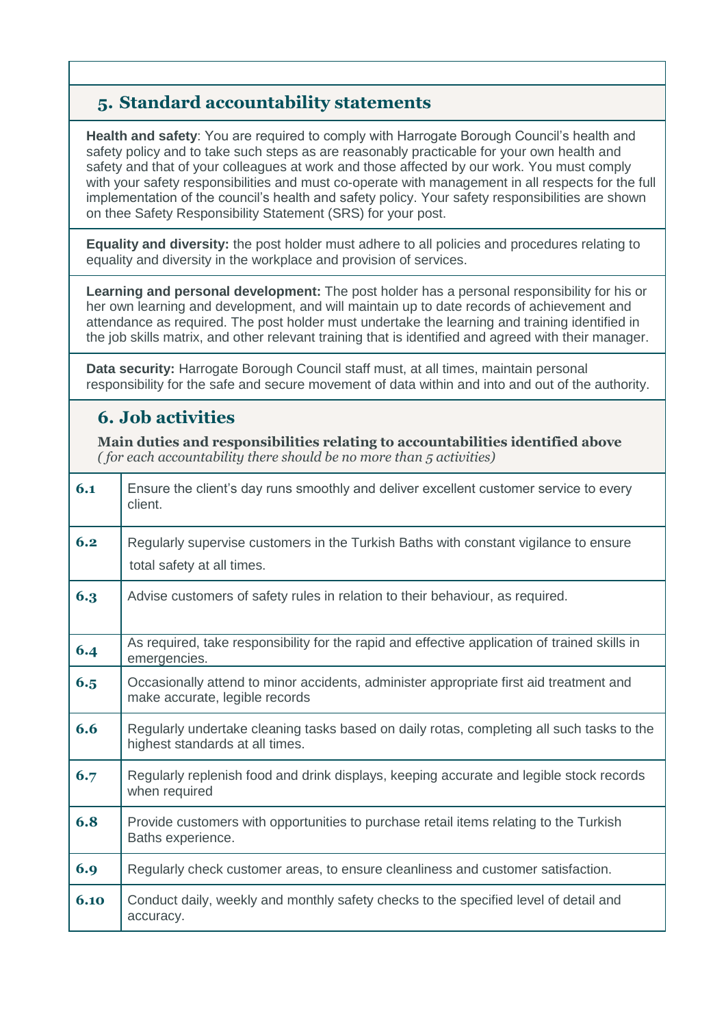## 5. Standard accountability statements

**Health and safety**: You are required to comply with Harrogate Borough Council's health and safety policy and to take such steps as are reasonably practicable for your own health and safety and that of your colleagues at work and those affected by our work. You must comply with your safety responsibilities and must co-operate with management in all respects for the full implementation of the council's health and safety policy. Your safety responsibilities are shown on thee Safety Responsibility Statement (SRS) for your post.

**Equality and diversity:** the post holder must adhere to all policies and procedures relating to equality and diversity in the workplace and provision of services.

**Learning and personal development:** The post holder has a personal responsibility for his or her own learning and development, and will maintain up to date records of achievement and attendance as required. The post holder must undertake the learning and training identified in the job skills matrix, and other relevant training that is identified and agreed with their manager.

**Data security:** Harrogate Borough Council staff must, at all times, maintain personal responsibility for the safe and secure movement of data within and into and out of the authority.

## 6. Job activities

**Main duties and responsibilities relating to accountabilities identified above**
*( for each accountability there should be no more than 5 activities)*

| | |
|---|---|
| **6.1** | Ensure the client's day runs smoothly and deliver excellent customer service to every client. |
| **6.2** | Regularly supervise customers in the Turkish Baths with constant vigilance to ensure total safety at all times. |
| **6.3** | Advise customers of safety rules in relation to their behaviour, as required. |
| **6.4** | As required, take responsibility for the rapid and effective application of trained skills in emergencies. |
| **6.5** | Occasionally attend to minor accidents, administer appropriate first aid treatment and make accurate, legible records |
| **6.6** | Regularly undertake cleaning tasks based on daily rotas, completing all such tasks to the highest standards at all times. |
| **6.7** | Regularly replenish food and drink displays, keeping accurate and legible stock records when required |
| **6.8** | Provide customers with opportunities to purchase retail items relating to the Turkish Baths experience. |
| **6.9** | Regularly check customer areas, to ensure cleanliness and customer satisfaction. |
| **6.10** | Conduct daily, weekly and monthly safety checks to the specified level of detail and accuracy. |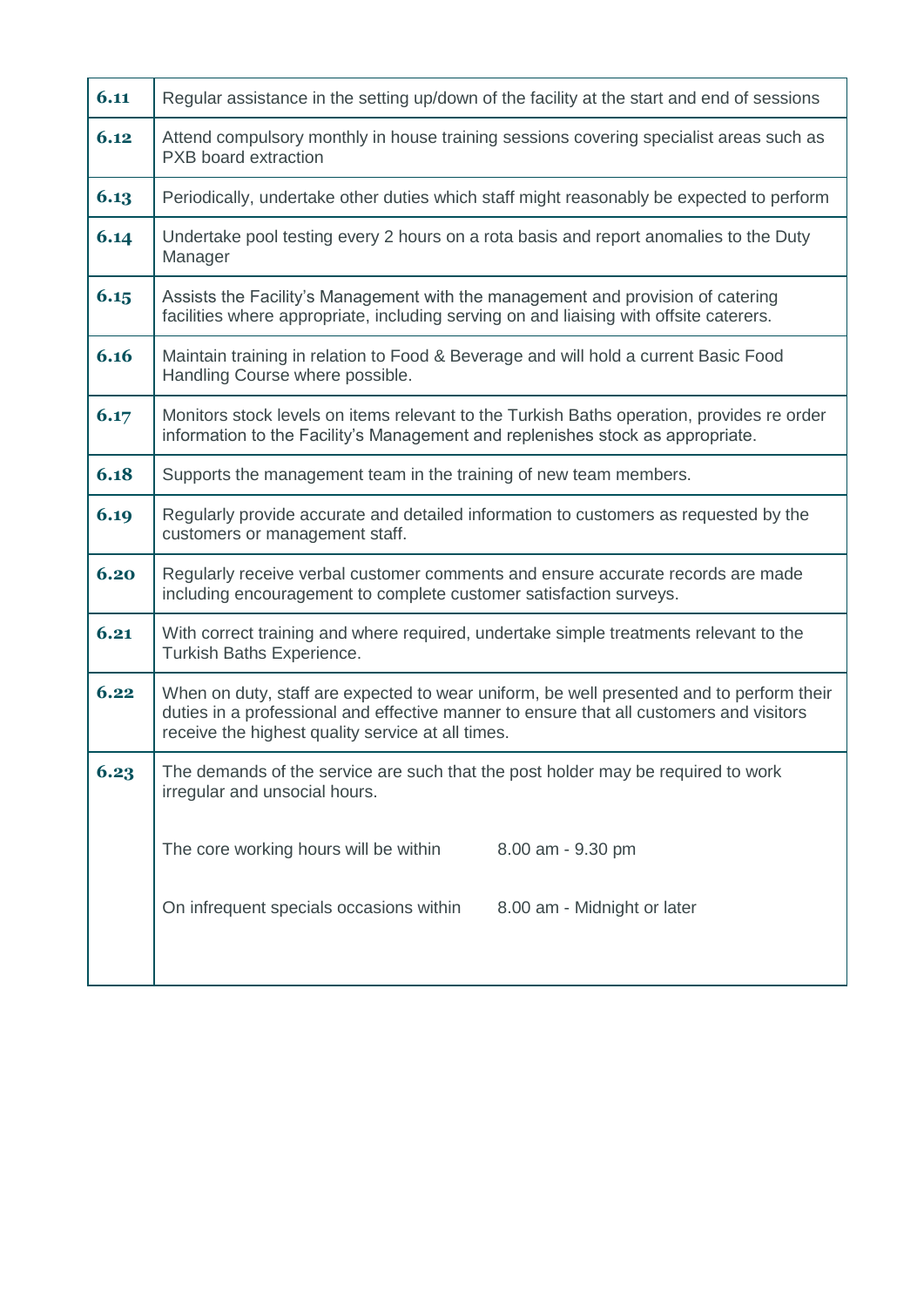| | |
|---|---|
| **6.11** | Regular assistance in the setting up/down of the facility at the start and end of sessions |
| **6.12** | Attend compulsory monthly in house training sessions covering specialist areas such as PXB board extraction |
| **6.13** | Periodically, undertake other duties which staff might reasonably be expected to perform |
| **6.14** | Undertake pool testing every 2 hours on a rota basis and report anomalies to the Duty Manager |
| **6.15** | Assists the Facility's Management with the management and provision of catering facilities where appropriate, including serving on and liaising with offsite caterers. |
| **6.16** | Maintain training in relation to Food & Beverage and will hold a current Basic Food Handling Course where possible. |
| **6.17** | Monitors stock levels on items relevant to the Turkish Baths operation, provides re order information to the Facility's Management and replenishes stock as appropriate. |
| **6.18** | Supports the management team in the training of new team members. |
| **6.19** | Regularly provide accurate and detailed information to customers as requested by the customers or management staff. |
| **6.20** | Regularly receive verbal customer comments and ensure accurate records are made including encouragement to complete customer satisfaction surveys. |
| **6.21** | With correct training and where required, undertake simple treatments relevant to the Turkish Baths Experience. |
| **6.22** | When on duty, staff are expected to wear uniform, be well presented and to perform their duties in a professional and effective manner to ensure that all customers and visitors receive the highest quality service at all times. |
| **6.23** | The demands of the service are such that the post holder may be required to work irregular and unsocial hours.<br><br>The core working hours will be within 8.00 am - 9.30 pm<br><br>On infrequent specials occasions within 8.00 am - Midnight or later |